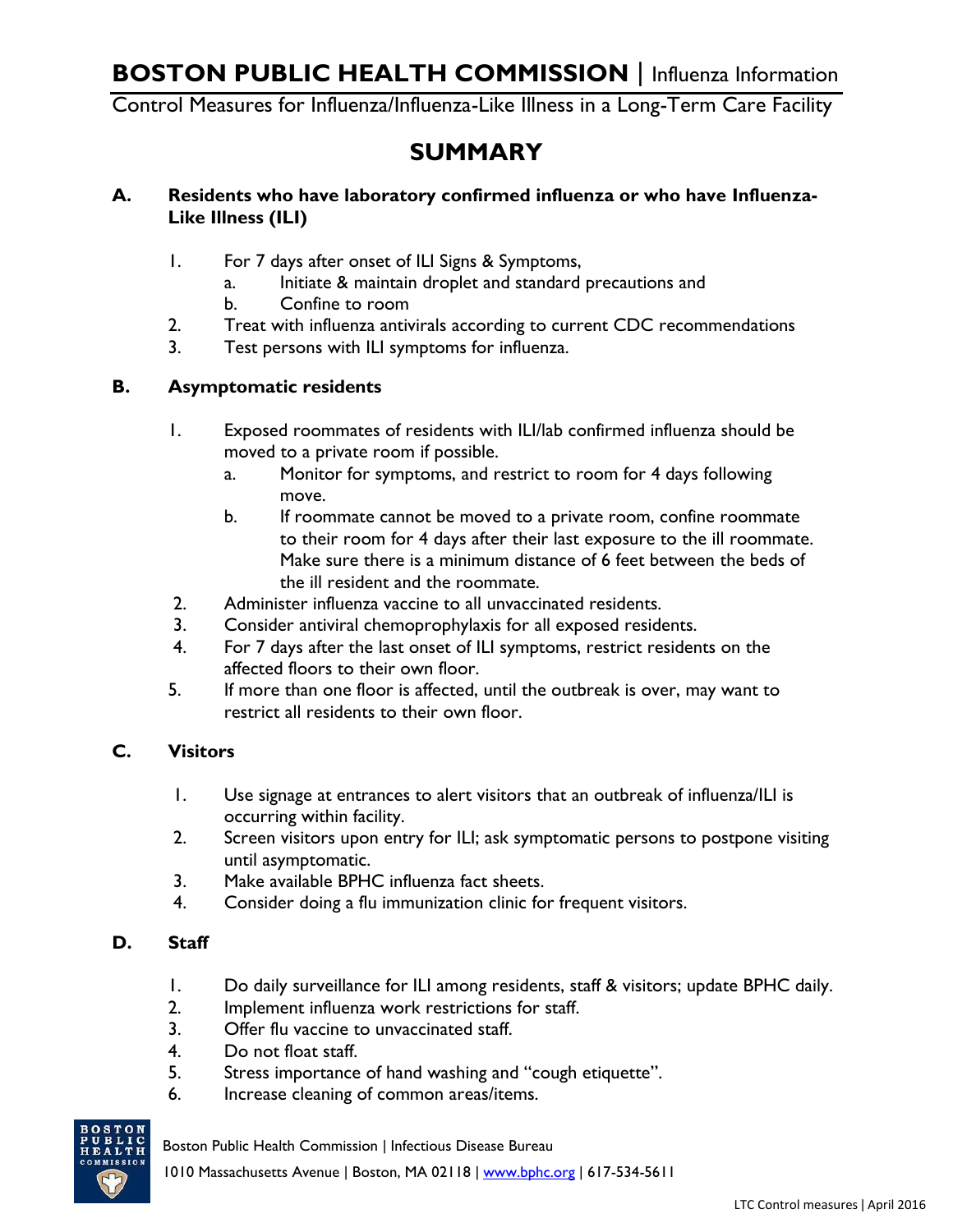# BOSTON PUBLIC HEALTH COMMISSION | Influenza Information

Control Measures for Influenza/Influenza-Like Illness in a Long-Term Care Facility

## SUMMARY

### A. Residents who have laboratory confirmed influenza or who have Influenza-Like Illness (ILI)

1. For 7 days after onset of ILI Signs & Symptoms,
   a. Initiate & maintain droplet and standard precautions and
   b. Confine to room
2. Treat with influenza antivirals according to current CDC recommendations
3. Test persons with ILI symptoms for influenza.

### B. Asymptomatic residents

1. Exposed roommates of residents with ILI/lab confirmed influenza should be moved to a private room if possible.
   a. Monitor for symptoms, and restrict to room for 4 days following move.
   b. If roommate cannot be moved to a private room, confine roommate to their room for 4 days after their last exposure to the ill roommate. Make sure there is a minimum distance of 6 feet between the beds of the ill resident and the roommate.
2. Administer influenza vaccine to all unvaccinated residents.
3. Consider antiviral chemoprophylaxis for all exposed residents.
4. For 7 days after the last onset of ILI symptoms, restrict residents on the affected floors to their own floor.
5. If more than one floor is affected, until the outbreak is over, may want to restrict all residents to their own floor.

### C. Visitors

1. Use signage at entrances to alert visitors that an outbreak of influenza/ILI is occurring within facility.
2. Screen visitors upon entry for ILI; ask symptomatic persons to postpone visiting until asymptomatic.
3. Make available BPHC influenza fact sheets.
4. Consider doing a flu immunization clinic for frequent visitors.

### D. Staff

1. Do daily surveillance for ILI among residents, staff & visitors; update BPHC daily.
2. Implement influenza work restrictions for staff.
3. Offer flu vaccine to unvaccinated staff.
4. Do not float staff.
5. Stress importance of hand washing and "cough etiquette".
6. Increase cleaning of common areas/items.

Boston Public Health Commission | Infectious Disease Bureau

1010 Massachusetts Avenue | Boston, MA 02118 | www.bphc.org | 617-534-5611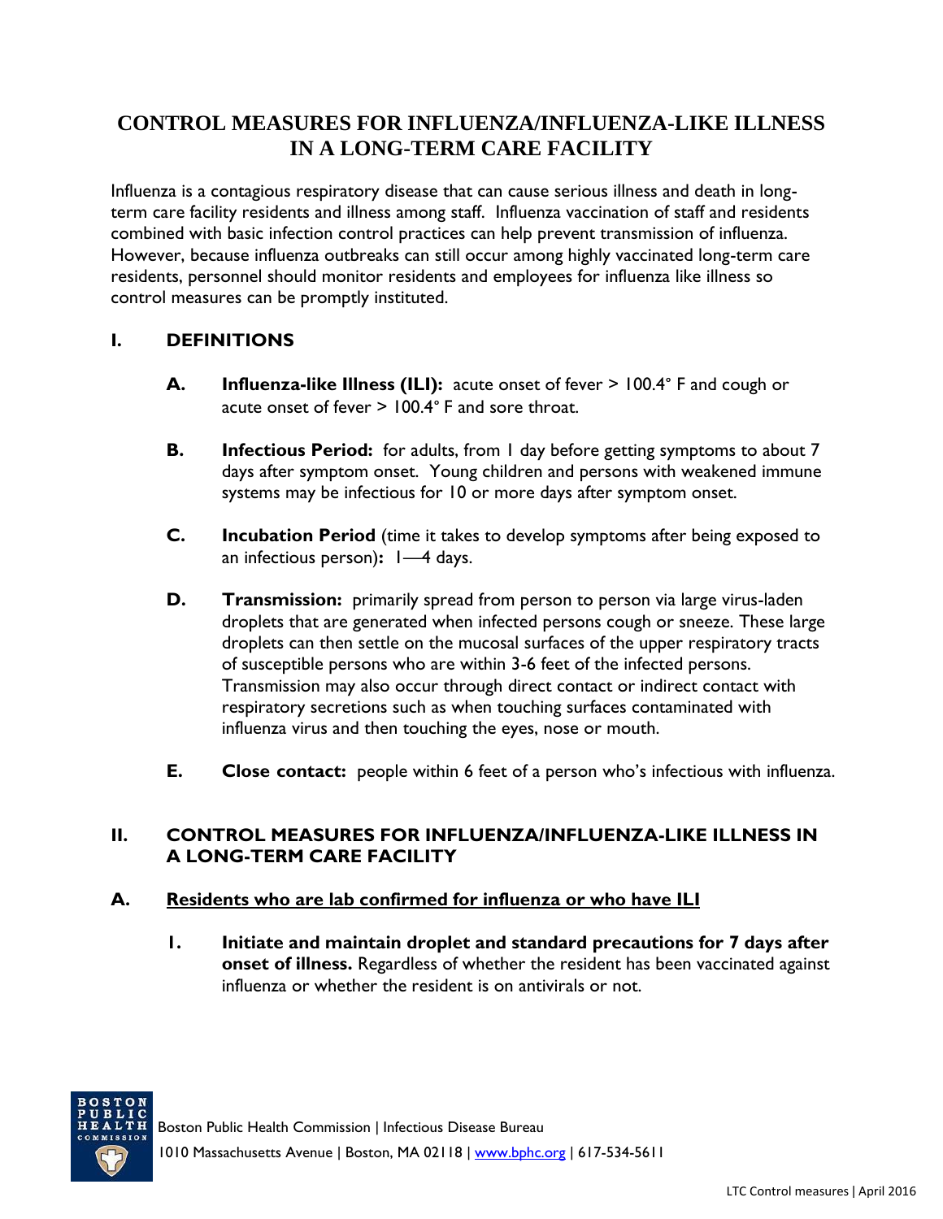# CONTROL MEASURES FOR INFLUENZA/INFLUENZA-LIKE ILLNESS IN A LONG-TERM CARE FACILITY

Influenza is a contagious respiratory disease that can cause serious illness and death in long-term care facility residents and illness among staff. Influenza vaccination of staff and residents combined with basic infection control practices can help prevent transmission of influenza. However, because influenza outbreaks can still occur among highly vaccinated long-term care residents, personnel should monitor residents and employees for influenza like illness so control measures can be promptly instituted.

## I. DEFINITIONS

**A. Influenza-like Illness (ILI):** acute onset of fever > 100.4° F and cough or acute onset of fever > 100.4° F and sore throat.

**B. Infectious Period:** for adults, from 1 day before getting symptoms to about 7 days after symptom onset. Young children and persons with weakened immune systems may be infectious for 10 or more days after symptom onset.

**C. Incubation Period** (time it takes to develop symptoms after being exposed to an infectious person)**:** 1—4 days.

**D. Transmission:** primarily spread from person to person via large virus-laden droplets that are generated when infected persons cough or sneeze. These large droplets can then settle on the mucosal surfaces of the upper respiratory tracts of susceptible persons who are within 3-6 feet of the infected persons. Transmission may also occur through direct contact or indirect contact with respiratory secretions such as when touching surfaces contaminated with influenza virus and then touching the eyes, nose or mouth.

**E. Close contact:** people within 6 feet of a person who's infectious with influenza.

## II. CONTROL MEASURES FOR INFLUENZA/INFLUENZA-LIKE ILLNESS IN A LONG-TERM CARE FACILITY

### A. Residents who are lab confirmed for influenza or who have ILI

1. **Initiate and maintain droplet and standard precautions for 7 days after onset of illness.** Regardless of whether the resident has been vaccinated against influenza or whether the resident is on antivirals or not.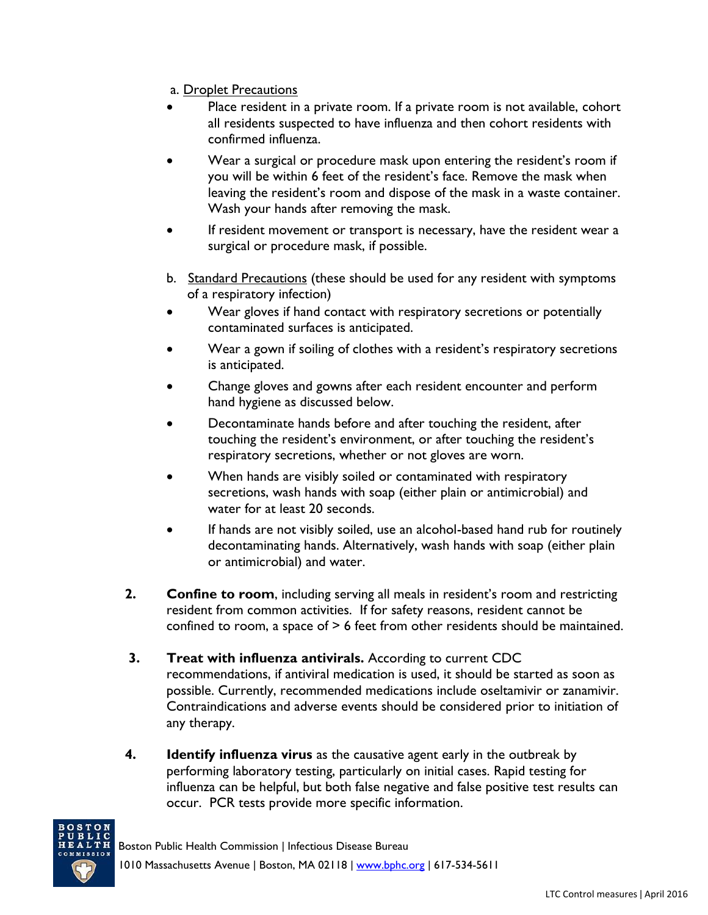a. Droplet Precautions

- Place resident in a private room. If a private room is not available, cohort all residents suspected to have influenza and then cohort residents with confirmed influenza.
- Wear a surgical or procedure mask upon entering the resident's room if you will be within 6 feet of the resident's face. Remove the mask when leaving the resident's room and dispose of the mask in a waste container. Wash your hands after removing the mask.
- If resident movement or transport is necessary, have the resident wear a surgical or procedure mask, if possible.

b. Standard Precautions (these should be used for any resident with symptoms of a respiratory infection)

- Wear gloves if hand contact with respiratory secretions or potentially contaminated surfaces is anticipated.
- Wear a gown if soiling of clothes with a resident's respiratory secretions is anticipated.
- Change gloves and gowns after each resident encounter and perform hand hygiene as discussed below.
- Decontaminate hands before and after touching the resident, after touching the resident's environment, or after touching the resident's respiratory secretions, whether or not gloves are worn.
- When hands are visibly soiled or contaminated with respiratory secretions, wash hands with soap (either plain or antimicrobial) and water for at least 20 seconds.
- If hands are not visibly soiled, use an alcohol-based hand rub for routinely decontaminating hands. Alternatively, wash hands with soap (either plain or antimicrobial) and water.

2. **Confine to room**, including serving all meals in resident's room and restricting resident from common activities. If for safety reasons, resident cannot be confined to room, a space of > 6 feet from other residents should be maintained.

3. **Treat with influenza antivirals.** According to current CDC recommendations, if antiviral medication is used, it should be started as soon as possible. Currently, recommended medications include oseltamivir or zanamivir. Contraindications and adverse events should be considered prior to initiation of any therapy.

4. **Identify influenza virus** as the causative agent early in the outbreak by performing laboratory testing, particularly on initial cases. Rapid testing for influenza can be helpful, but both false negative and false positive test results can occur. PCR tests provide more specific information.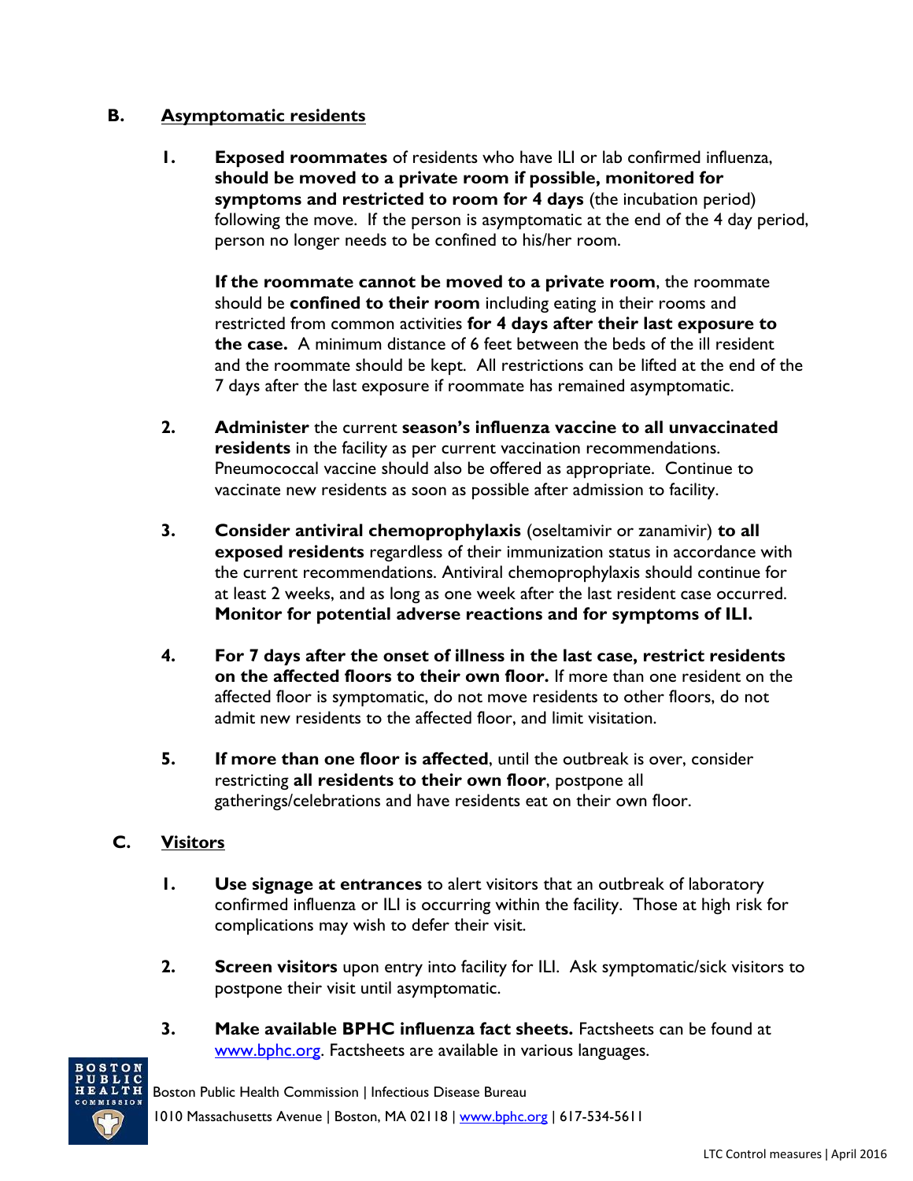## B. Asymptomatic residents

1. **Exposed roommates** of residents who have ILI or lab confirmed influenza, **should be moved to a private room if possible, monitored for symptoms and restricted to room for 4 days** (the incubation period) following the move. If the person is asymptomatic at the end of the 4 day period, person no longer needs to be confined to his/her room.

   **If the roommate cannot be moved to a private room**, the roommate should be **confined to their room** including eating in their rooms and restricted from common activities **for 4 days after their last exposure to the case.** A minimum distance of 6 feet between the beds of the ill resident and the roommate should be kept. All restrictions can be lifted at the end of the 7 days after the last exposure if roommate has remained asymptomatic.

2. **Administer** the current **season's influenza vaccine to all unvaccinated residents** in the facility as per current vaccination recommendations. Pneumococcal vaccine should also be offered as appropriate. Continue to vaccinate new residents as soon as possible after admission to facility.

3. **Consider antiviral chemoprophylaxis** (oseltamivir or zanamivir) **to all exposed residents** regardless of their immunization status in accordance with the current recommendations. Antiviral chemoprophylaxis should continue for at least 2 weeks, and as long as one week after the last resident case occurred. **Monitor for potential adverse reactions and for symptoms of ILI.**

4. **For 7 days after the onset of illness in the last case, restrict residents on the affected floors to their own floor.** If more than one resident on the affected floor is symptomatic, do not move residents to other floors, do not admit new residents to the affected floor, and limit visitation.

5. **If more than one floor is affected**, until the outbreak is over, consider restricting **all residents to their own floor**, postpone all gatherings/celebrations and have residents eat on their own floor.

## C. Visitors

1. **Use signage at entrances** to alert visitors that an outbreak of laboratory confirmed influenza or ILI is occurring within the facility. Those at high risk for complications may wish to defer their visit.

2. **Screen visitors** upon entry into facility for ILI. Ask symptomatic/sick visitors to postpone their visit until asymptomatic.

3. **Make available BPHC influenza fact sheets.** Factsheets can be found at www.bphc.org. Factsheets are available in various languages.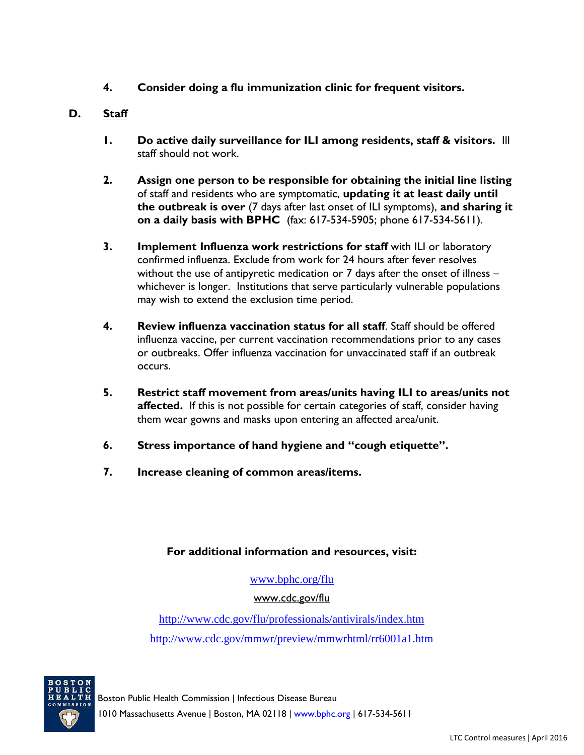4. **Consider doing a flu immunization clinic for frequent visitors.**

## D. Staff

1. **Do active daily surveillance for ILI among residents, staff & visitors.** Ill staff should not work.

2. **Assign one person to be responsible for obtaining the initial line listing** of staff and residents who are symptomatic, **updating it at least daily until the outbreak is over** (7 days after last onset of ILI symptoms), **and sharing it on a daily basis with BPHC** (fax: 617-534-5905; phone 617-534-5611).

3. **Implement Influenza work restrictions for staff** with ILI or laboratory confirmed influenza. Exclude from work for 24 hours after fever resolves without the use of antipyretic medication or 7 days after the onset of illness – whichever is longer. Institutions that serve particularly vulnerable populations may wish to extend the exclusion time period.

4. **Review influenza vaccination status for all staff**. Staff should be offered influenza vaccine, per current vaccination recommendations prior to any cases or outbreaks. Offer influenza vaccination for unvaccinated staff if an outbreak occurs.

5. **Restrict staff movement from areas/units having ILI to areas/units not affected.** If this is not possible for certain categories of staff, consider having them wear gowns and masks upon entering an affected area/unit.

6. **Stress importance of hand hygiene and "cough etiquette".**

7. **Increase cleaning of common areas/items.**

**For additional information and resources, visit:**

www.bphc.org/flu

www.cdc.gov/flu

http://www.cdc.gov/flu/professionals/antivirals/index.htm

http://www.cdc.gov/mmwr/preview/mmwrhtml/rr6001a1.htm

Boston Public Health Commission | Infectious Disease Bureau
1010 Massachusetts Avenue | Boston, MA 02118 | www.bphc.org | 617-534-5611

LTC Control measures | April 2016